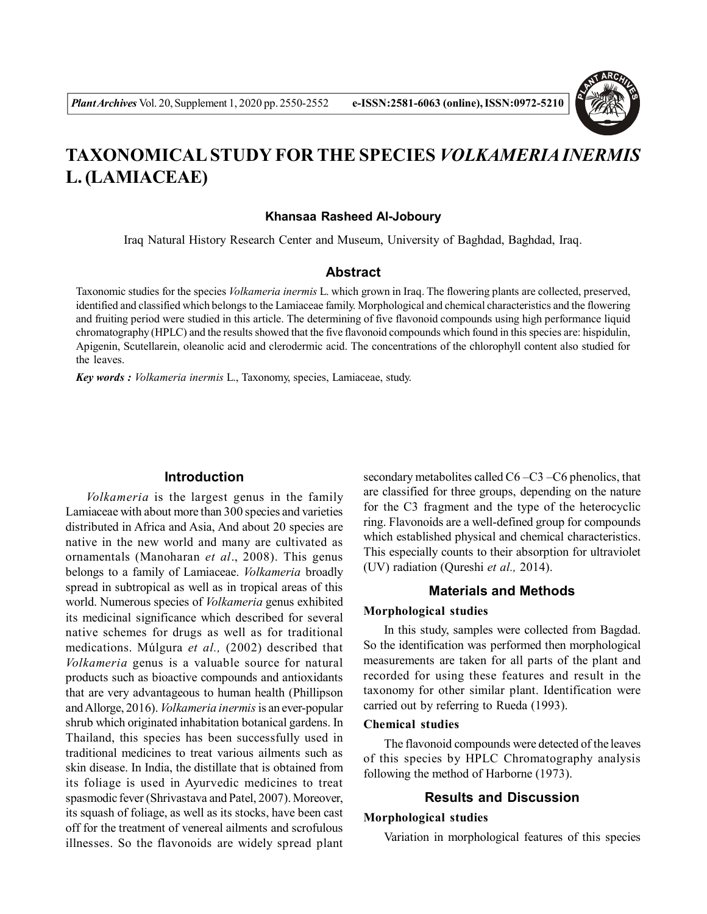# TAXONOMICAL STUDY FOR THE SPECIES *VOLKAMERIA INERMIS* L. (LAMIACEAE)

**Khansaa Rasheed Al-Joboury**

Iraq Natural History Research Center and Museum, University of Baghdad, Baghdad, Iraq.

## Abstract

Taxonomic studies for the species *Volkameria inermis* L. which grown in Iraq. The flowering plants are collected, preserved, identified and classified which belongs to the Lamiaceae family. Morphological and chemical characteristics and the flowering and fruiting period were studied in this article. The determining of five flavonoid compounds using high performance liquid chromatography (HPLC) and the results showed that the five flavonoid compounds which found in this species are: hispidulin, Apigenin, Scutellarein, oleanolic acid and clerodermic acid. The concentrations of the chlorophyll content also studied for the leaves.

***Key words :*** *Volkameria inermis* L., Taxonomy, species, Lamiaceae, study.

## Introduction

*Volkameria* is the largest genus in the family Lamiaceae with about more than 300 species and varieties distributed in Africa and Asia, And about 20 species are native in the new world and many are cultivated as ornamentals (Manoharan *et al*., 2008). This genus belongs to a family of Lamiaceae. *Volkameria* broadly spread in subtropical as well as in tropical areas of this world. Numerous species of *Volkameria* genus exhibited its medicinal significance which described for several native schemes for drugs as well as for traditional medications. Múlgura *et al.,* (2002) described that *Volkameria* genus is a valuable source for natural products such as bioactive compounds and antioxidants that are very advantageous to human health (Phillipson and Allorge, 2016). *Volkameria inermis* is an ever-popular shrub which originated inhabitation botanical gardens. In Thailand, this species has been successfully used in traditional medicines to treat various ailments such as skin disease. In India, the distillate that is obtained from its foliage is used in Ayurvedic medicines to treat spasmodic fever (Shrivastava and Patel, 2007). Moreover, its squash of foliage, as well as its stocks, have been cast off for the treatment of venereal ailments and scrofulous illnesses. So the flavonoids are widely spread plant secondary metabolites called C6 –C3 –C6 phenolics, that are classified for three groups, depending on the nature for the C3 fragment and the type of the heterocyclic ring. Flavonoids are a well-defined group for compounds which established physical and chemical characteristics. This especially counts to their absorption for ultraviolet (UV) radiation (Qureshi *et al.,* 2014).

## Materials and Methods

### Morphological studies

In this study, samples were collected from Bagdad. So the identification was performed then morphological measurements are taken for all parts of the plant and recorded for using these features and result in the taxonomy for other similar plant. Identification were carried out by referring to Rueda (1993).

### Chemical studies

The flavonoid compounds were detected of the leaves of this species by HPLC Chromatography analysis following the method of Harborne (1973).

## Results and Discussion

### Morphological studies

Variation in morphological features of this species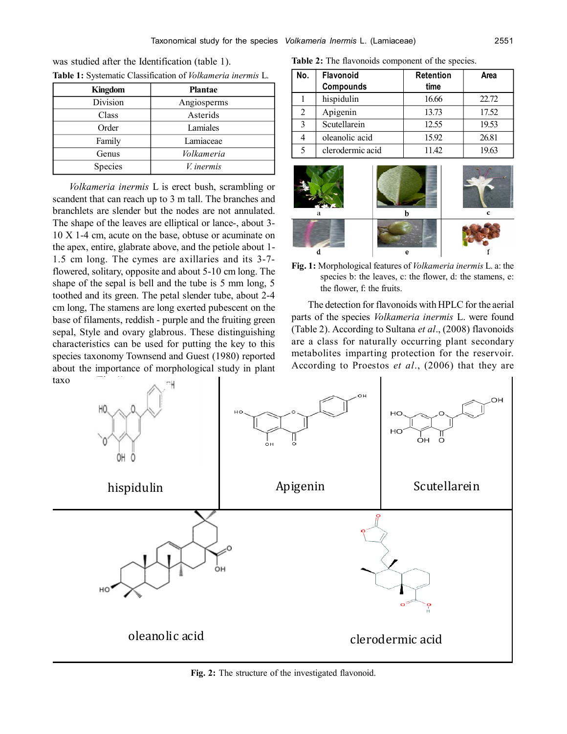was studied after the Identification (table 1).

**Table 1:** Systematic Classification of *Volkameria inermis* L.

| Kingdom | Plantae |
|---|---|
| Division | Angiosperms |
| Class | Asterids |
| Order | Lamiales |
| Family | Lamiaceae |
| Genus | *Volkameria* |
| Species | *V. inermis* |

*Volkameria inermis* L is erect bush, scrambling or scandent that can reach up to 3 m tall. The branches and branchlets are slender but the nodes are not annulated. The shape of the leaves are elliptical or lance-, about 3-10 X 1-4 cm, acute on the base, obtuse or acuminate on the apex, entire, glabrate above, and the petiole about 1-1.5 cm long. The cymes are axillaries and its 3-7-flowered, solitary, opposite and about 5-10 cm long. The shape of the sepal is bell and the tube is 5 mm long, 5 toothed and its green. The petal slender tube, about 2-4 cm long, The stamens are long exerted pubescent on the base of filaments, reddish - purple and the fruiting green sepal, Style and ovary glabrous. These distinguishing characteristics can be used for putting the key to this species taxonomy Townsend and Guest (1980) reported about the importance of morphological study in plant taxo

**Table 2:** The flavonoids component of the species.

| No. | Flavonoid Compounds | Retention time | Area |
|---|---|---|---|
| 1 | hispidulin | 16.66 | 22.72 |
| 2 | Apigenin | 13.73 | 17.52 |
| 3 | Scutellarein | 12.55 | 19.53 |
| 4 | oleanolic acid | 15.92 | 26.81 |
| 5 | clerodermic acid | 11.42 | 19.63 |

**Fig. 1:** Morphological features of *Volkameria inermis* L. a: the species b: the leaves, c: the flower, d: the stamens, e: the flower, f: the fruits.

The detection for flavonoids with HPLC for the aerial parts of the species *Volkameria inermis* L. were found (Table 2). According to Sultana *et al*., (2008) flavonoids are a class for naturally occurring plant secondary metabolites imparting protection for the reservoir. According to Proestos *et al*., (2006) that they are

hispidulin

Apigenin

Scutellarein

oleanolic acid

clerodermic acid

**Fig. 2:** The structure of the investigated flavonoid.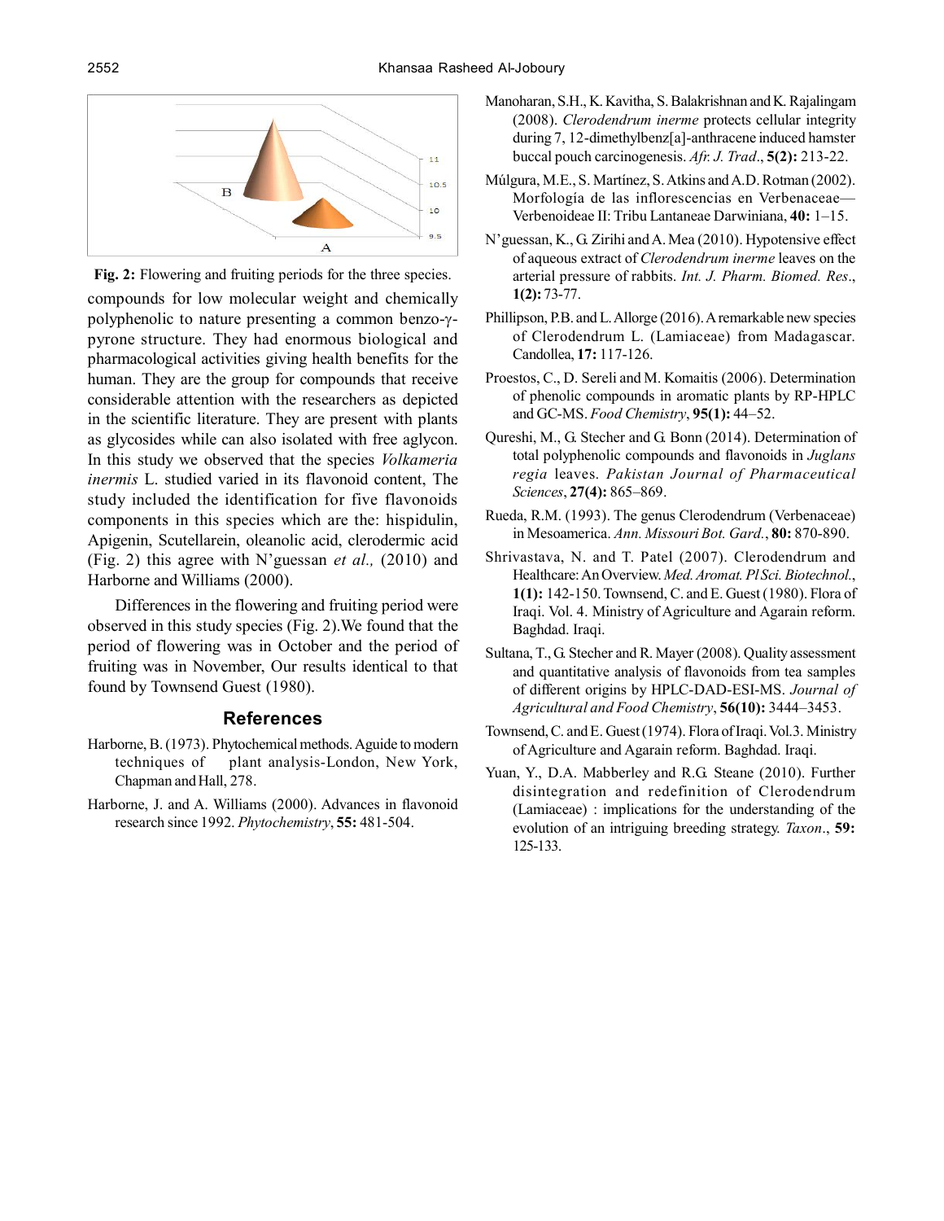B

A

11

10.5

10

9.5

**Fig. 2:** Flowering and fruiting periods for the three species.

compounds for low molecular weight and chemically polyphenolic to nature presenting a common benzo-γ-pyrone structure. They had enormous biological and pharmacological activities giving health benefits for the human. They are the group for compounds that receive considerable attention with the researchers as depicted in the scientific literature. They are present with plants as glycosides while can also isolated with free aglycon. In this study we observed that the species *Volkameria inermis* L. studied varied in its flavonoid content, The study included the identification for five flavonoids components in this species which are the: hispidulin, Apigenin, Scutellarein, oleanolic acid, clerodermic acid (Fig. 2) this agree with N'guessan *et al.,* (2010) and Harborne and Williams (2000).

Differences in the flowering and fruiting period were observed in this study species (Fig. 2).We found that the period of flowering was in October and the period of fruiting was in November, Our results identical to that found by Townsend Guest (1980).

## References

Harborne, B. (1973). Phytochemical methods. Aguide to modern techniques of plant analysis-London, New York, Chapman and Hall, 278.

Harborne, J. and A. Williams (2000). Advances in flavonoid research since 1992. *Phytochemistry*, **55:** 481-504.

Manoharan, S.H., K. Kavitha, S. Balakrishnan and K. Rajalingam (2008). *Clerodendrum inerme* protects cellular integrity during 7, 12-dimethylbenz[a]-anthracene induced hamster buccal pouch carcinogenesis. *Afr. J. Trad*., **5(2):** 213-22.

Múlgura, M.E., S. Martínez, S. Atkins and A.D. Rotman (2002). Morfología de las inflorescencias en Verbenaceae—Verbenoideae II: Tribu Lantaneae Darwiniana, **40:** 1–15.

N'guessan, K., G. Zirihi and A. Mea (2010). Hypotensive effect of aqueous extract of *Clerodendrum inerme* leaves on the arterial pressure of rabbits. *Int. J. Pharm. Biomed. Res*., **1(2):** 73-77.

Phillipson, P.B. and L. Allorge (2016). A remarkable new species of Clerodendrum L. (Lamiaceae) from Madagascar. Candollea, **17:** 117-126.

Proestos, C., D. Sereli and M. Komaitis (2006). Determination of phenolic compounds in aromatic plants by RP-HPLC and GC-MS. *Food Chemistry*, **95(1):** 44–52.

Qureshi, M., G. Stecher and G. Bonn (2014). Determination of total polyphenolic compounds and flavonoids in *Juglans regia* leaves. *Pakistan Journal of Pharmaceutical Sciences*, **27(4):** 865–869.

Rueda, R.M. (1993). The genus Clerodendrum (Verbenaceae) in Mesoamerica. *Ann. Missouri Bot. Gard.*, **80:** 870-890.

Shrivastava, N. and T. Patel (2007). Clerodendrum and Healthcare: An Overview. *Med. Aromat. Pl Sci. Biotechnol.*, **1(1):** 142-150. Townsend, C. and E. Guest (1980). Flora of Iraqi. Vol. 4. Ministry of Agriculture and Agarain reform. Baghdad. Iraqi.

Sultana, T., G. Stecher and R. Mayer (2008). Quality assessment and quantitative analysis of flavonoids from tea samples of different origins by HPLC-DAD-ESI-MS. *Journal of Agricultural and Food Chemistry*, **56(10):** 3444–3453.

Townsend, C. and E. Guest (1974). Flora of Iraqi. Vol.3. Ministry of Agriculture and Agarain reform. Baghdad. Iraqi.

Yuan, Y., D.A. Mabberley and R.G. Steane (2010). Further disintegration and redefinition of Clerodendrum (Lamiaceae) : implications for the understanding of the evolution of an intriguing breeding strategy. *Taxon*., **59:** 125-133.